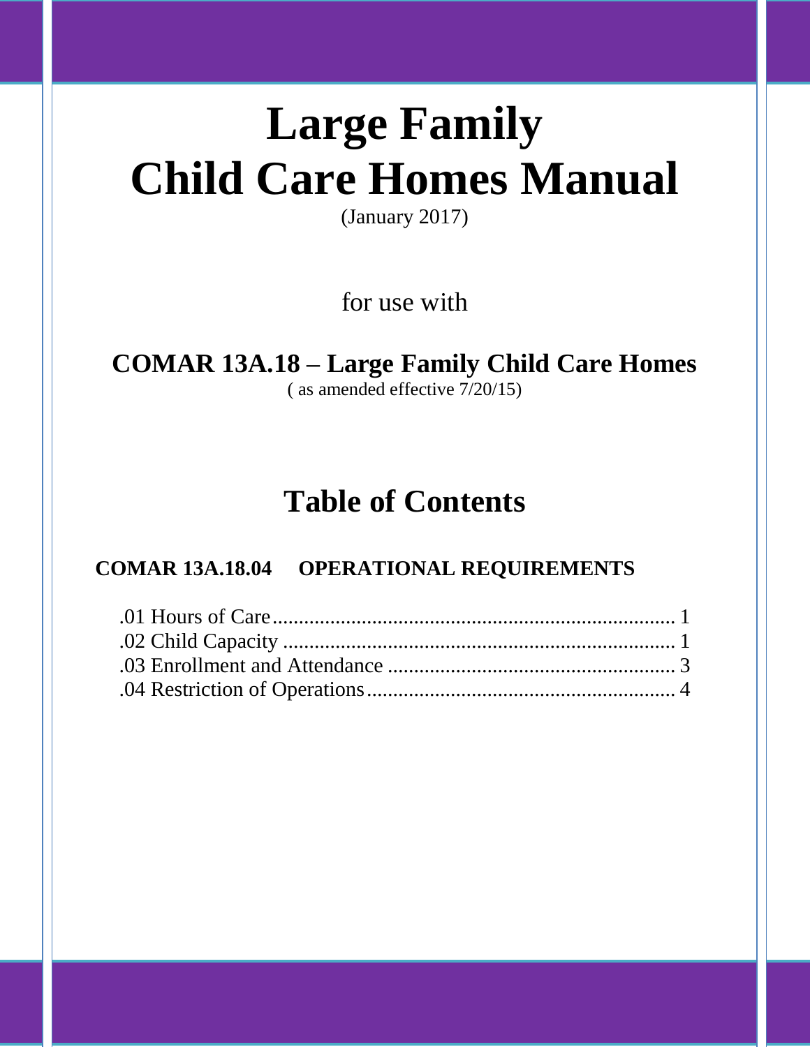# Large Family Child Care Homes Manual

(January 2017)

for use with

**COMAR 13A.18 – Large Family Child Care Homes**

( as amended effective 7/20/15)

## Table of Contents

**COMAR 13A.18.04 OPERATIONAL REQUIREMENTS**

.01 Hours of Care.......................................................................... 1
.02 Child Capacity ........................................................................ 1
.03 Enrollment and Attendance .................................................... 3
.04 Restriction of Operations......................................................... 4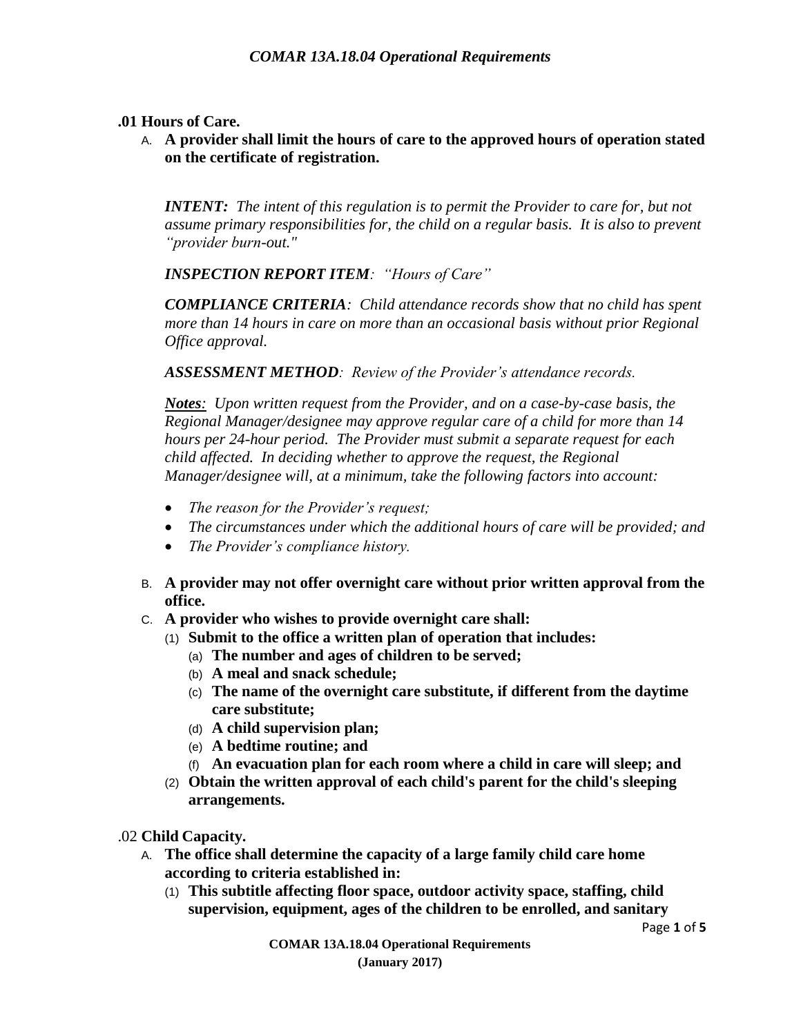## .01 Hours of Care.

A. **A provider shall limit the hours of care to the approved hours of operation stated on the certificate of registration.**

*__INTENT:__ The intent of this regulation is to permit the Provider to care for, but not assume primary responsibilities for, the child on a regular basis. It is also to prevent "provider burn-out."*

*__INSPECTION REPORT ITEM__: "Hours of Care"*

*__COMPLIANCE CRITERIA__: Child attendance records show that no child has spent more than 14 hours in care on more than an occasional basis without prior Regional Office approval.*

*__ASSESSMENT METHOD__: Review of the Provider's attendance records.*

*__Notes__: Upon written request from the Provider, and on a case-by-case basis, the Regional Manager/designee may approve regular care of a child for more than 14 hours per 24-hour period. The Provider must submit a separate request for each child affected. In deciding whether to approve the request, the Regional Manager/designee will, at a minimum, take the following factors into account:*

- *The reason for the Provider's request;*
- *The circumstances under which the additional hours of care will be provided; and*
- *The Provider's compliance history.*

B. **A provider may not offer overnight care without prior written approval from the office.**

C. **A provider who wishes to provide overnight care shall:**
   (1) **Submit to the office a written plan of operation that includes:**
      (a) **The number and ages of children to be served;**
      (b) **A meal and snack schedule;**
      (c) **The name of the overnight care substitute, if different from the daytime care substitute;**
      (d) **A child supervision plan;**
      (e) **A bedtime routine; and**
      (f) **An evacuation plan for each room where a child in care will sleep; and**
   (2) **Obtain the written approval of each child's parent for the child's sleeping arrangements.**

## .02 Child Capacity.

A. **The office shall determine the capacity of a large family child care home according to criteria established in:**
   (1) **This subtitle affecting floor space, outdoor activity space, staffing, child supervision, equipment, ages of the children to be enrolled, and sanitary**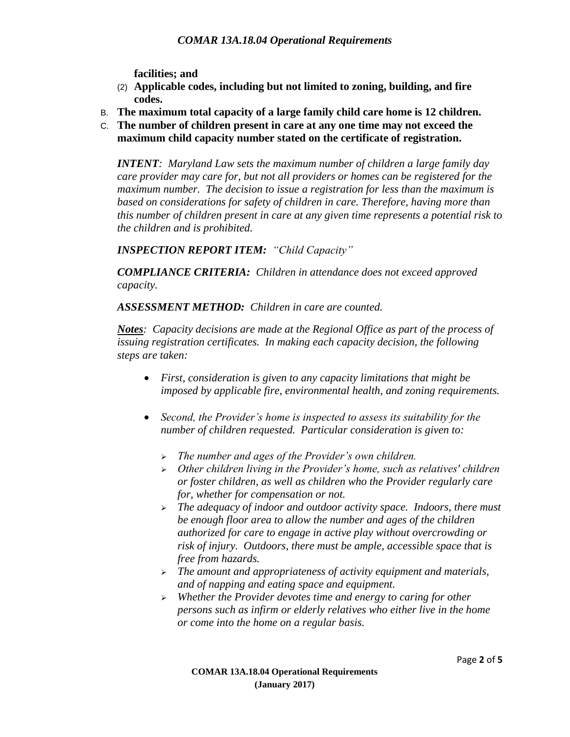**facilities; and**

(2) **Applicable codes, including but not limited to zoning, building, and fire codes.**

B. **The maximum total capacity of a large family child care home is 12 children.**

C. **The number of children present in care at any one time may not exceed the maximum child capacity number stated on the certificate of registration.**

***INTENT****: Maryland Law sets the maximum number of children a large family day care provider may care for, but not all providers or homes can be registered for the maximum number. The decision to issue a registration for less than the maximum is based on considerations for safety of children in care. Therefore, having more than this number of children present in care at any given time represents a potential risk to the children and is prohibited.*

***INSPECTION REPORT ITEM:*** *"Child Capacity"*

***COMPLIANCE CRITERIA:*** *Children in attendance does not exceed approved capacity.*

***ASSESSMENT METHOD:*** *Children in care are counted.*

***Notes****: Capacity decisions are made at the Regional Office as part of the process of issuing registration certificates. In making each capacity decision, the following steps are taken:*

- *First, consideration is given to any capacity limitations that might be imposed by applicable fire, environmental health, and zoning requirements.*
- *Second, the Provider's home is inspected to assess its suitability for the number of children requested. Particular consideration is given to:*
  - *The number and ages of the Provider's own children.*
  - *Other children living in the Provider's home, such as relatives' children or foster children, as well as children who the Provider regularly care for, whether for compensation or not.*
  - *The adequacy of indoor and outdoor activity space. Indoors, there must be enough floor area to allow the number and ages of the children authorized for care to engage in active play without overcrowding or risk of injury. Outdoors, there must be ample, accessible space that is free from hazards.*
  - *The amount and appropriateness of activity equipment and materials, and of napping and eating space and equipment.*
  - *Whether the Provider devotes time and energy to caring for other persons such as infirm or elderly relatives who either live in the home or come into the home on a regular basis.*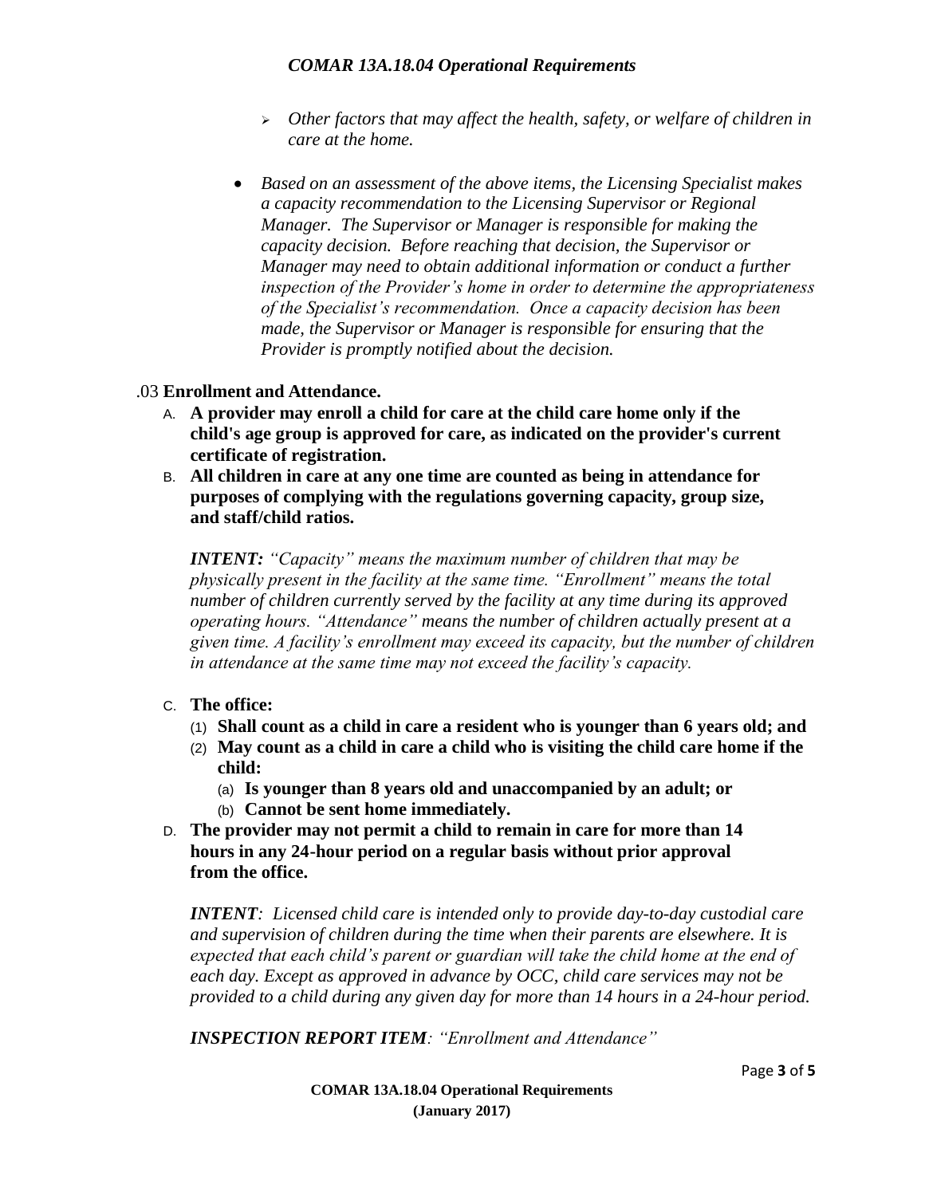- *Other factors that may affect the health, safety, or welfare of children in care at the home.*

- *Based on an assessment of the above items, the Licensing Specialist makes a capacity recommendation to the Licensing Supervisor or Regional Manager. The Supervisor or Manager is responsible for making the capacity decision. Before reaching that decision, the Supervisor or Manager may need to obtain additional information or conduct a further inspection of the Provider's home in order to determine the appropriateness of the Specialist's recommendation. Once a capacity decision has been made, the Supervisor or Manager is responsible for ensuring that the Provider is promptly notified about the decision.*

.03 **Enrollment and Attendance.**

A. **A provider may enroll a child for care at the child care home only if the child's age group is approved for care, as indicated on the provider's current certificate of registration.**

B. **All children in care at any one time are counted as being in attendance for purposes of complying with the regulations governing capacity, group size, and staff/child ratios.**

***INTENT:*** *"Capacity" means the maximum number of children that may be physically present in the facility at the same time. "Enrollment" means the total number of children currently served by the facility at any time during its approved operating hours. "Attendance" means the number of children actually present at a given time. A facility's enrollment may exceed its capacity, but the number of children in attendance at the same time may not exceed the facility's capacity.*

C. **The office:**

(1) **Shall count as a child in care a resident who is younger than 6 years old; and**

(2) **May count as a child in care a child who is visiting the child care home if the child:**

(a) **Is younger than 8 years old and unaccompanied by an adult; or**

(b) **Cannot be sent home immediately.**

D. **The provider may not permit a child to remain in care for more than 14 hours in any 24-hour period on a regular basis without prior approval from the office.**

***INTENT****: Licensed child care is intended only to provide day-to-day custodial care and supervision of children during the time when their parents are elsewhere. It is expected that each child's parent or guardian will take the child home at the end of each day. Except as approved in advance by OCC, child care services may not be provided to a child during any given day for more than 14 hours in a 24-hour period.*

***INSPECTION REPORT ITEM****: "Enrollment and Attendance"*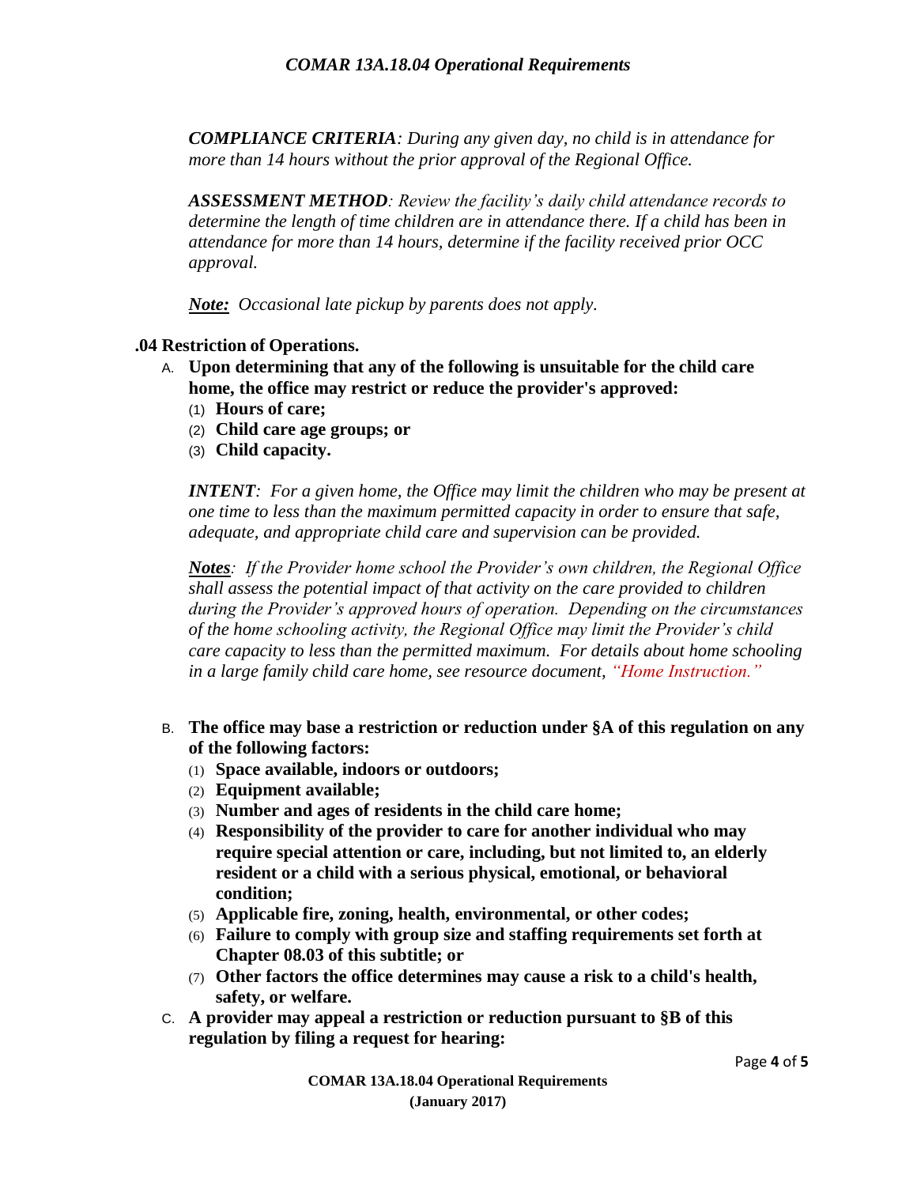*__COMPLIANCE CRITERIA__: During any given day, no child is in attendance for more than 14 hours without the prior approval of the Regional Office.*

*__ASSESSMENT METHOD__: Review the facility's daily child attendance records to determine the length of time children are in attendance there. If a child has been in attendance for more than 14 hours, determine if the facility received prior OCC approval.*

***Note:*** *Occasional late pickup by parents does not apply.*

**.04 Restriction of Operations.**

A. **Upon determining that any of the following is unsuitable for the child care home, the office may restrict or reduce the provider's approved:**
   (1) **Hours of care;**
   (2) **Child care age groups; or**
   (3) **Child capacity.**

*__INTENT__: For a given home, the Office may limit the children who may be present at one time to less than the maximum permitted capacity in order to ensure that safe, adequate, and appropriate child care and supervision can be provided.*

***Notes****: If the Provider home school the Provider's own children, the Regional Office shall assess the potential impact of that activity on the care provided to children during the Provider's approved hours of operation. Depending on the circumstances of the home schooling activity, the Regional Office may limit the Provider's child care capacity to less than the permitted maximum. For details about home schooling in a large family child care home, see resource document, "Home Instruction."*

B. **The office may base a restriction or reduction under §A of this regulation on any of the following factors:**
   (1) **Space available, indoors or outdoors;**
   (2) **Equipment available;**
   (3) **Number and ages of residents in the child care home;**
   (4) **Responsibility of the provider to care for another individual who may require special attention or care, including, but not limited to, an elderly resident or a child with a serious physical, emotional, or behavioral condition;**
   (5) **Applicable fire, zoning, health, environmental, or other codes;**
   (6) **Failure to comply with group size and staffing requirements set forth at Chapter 08.03 of this subtitle; or**
   (7) **Other factors the office determines may cause a risk to a child's health, safety, or welfare.**

C. **A provider may appeal a restriction or reduction pursuant to §B of this regulation by filing a request for hearing:**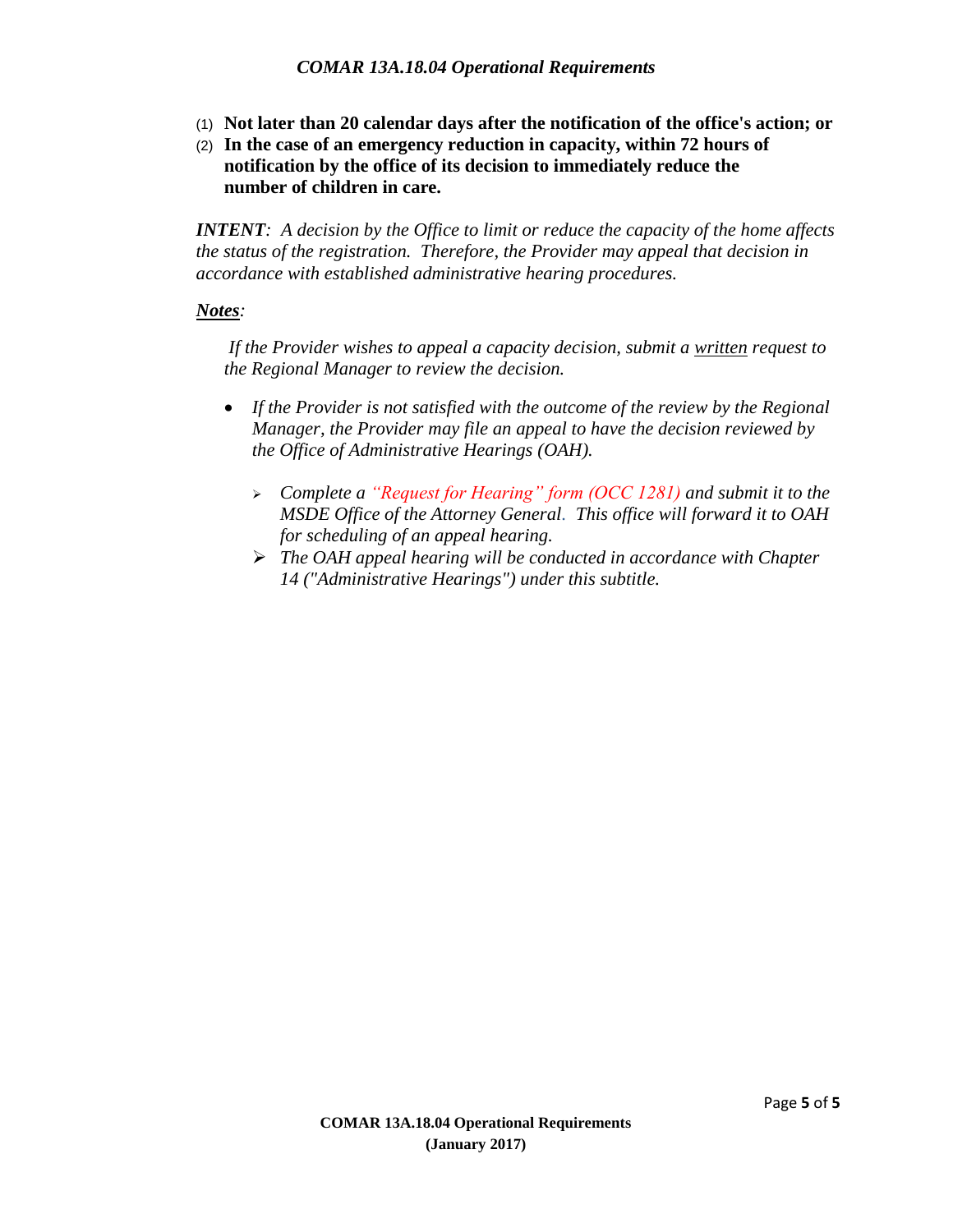(1) **Not later than 20 calendar days after the notification of the office's action; or**

(2) **In the case of an emergency reduction in capacity, within 72 hours of notification by the office of its decision to immediately reduce the number of children in care.**

***INTENT****: A decision by the Office to limit or reduce the capacity of the home affects the status of the registration. Therefore, the Provider may appeal that decision in accordance with established administrative hearing procedures.*

***Notes****:*

*If the Provider wishes to appeal a capacity decision, submit a written request to the Regional Manager to review the decision.*

- *If the Provider is not satisfied with the outcome of the review by the Regional Manager, the Provider may file an appeal to have the decision reviewed by the Office of Administrative Hearings (OAH).*
  - *Complete a "Request for Hearing" form (OCC 1281) and submit it to the MSDE Office of the Attorney General. This office will forward it to OAH for scheduling of an appeal hearing.*
  - *The OAH appeal hearing will be conducted in accordance with Chapter 14 ("Administrative Hearings") under this subtitle.*